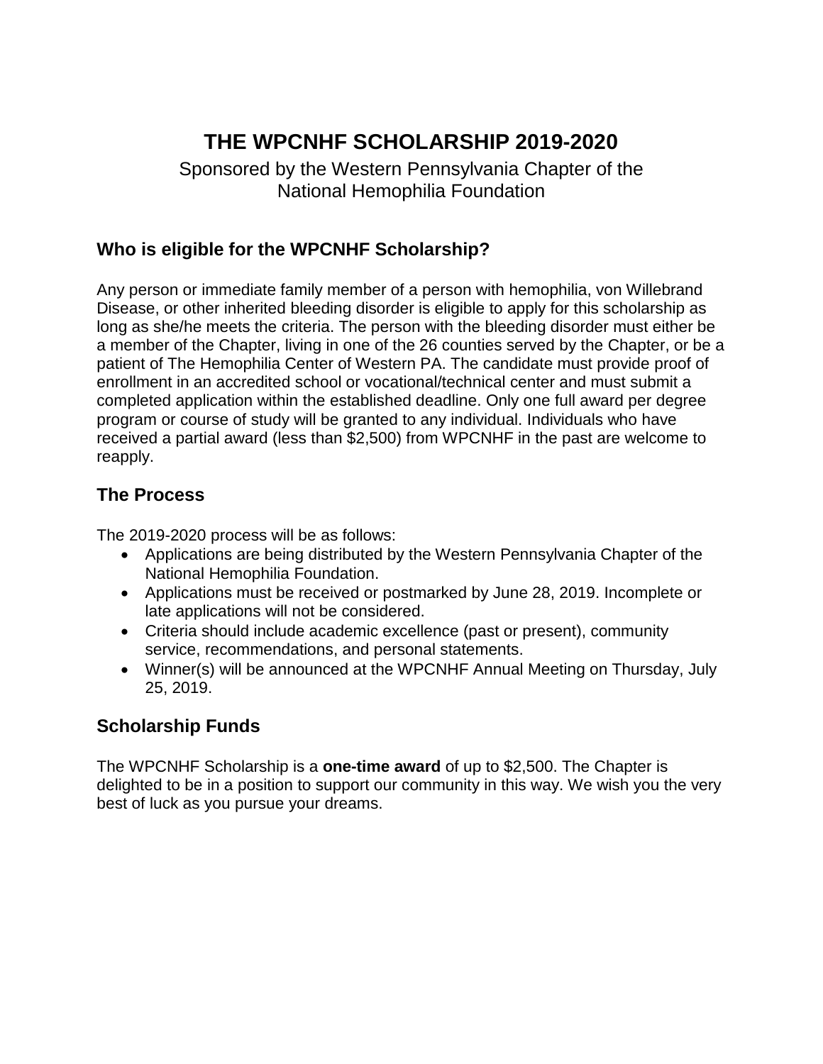# THE WPCNHF SCHOLARSHIP 2019-2020

Sponsored by the Western Pennsylvania Chapter of the National Hemophilia Foundation

## Who is eligible for the WPCNHF Scholarship?

Any person or immediate family member of a person with hemophilia, von Willebrand Disease, or other inherited bleeding disorder is eligible to apply for this scholarship as long as she/he meets the criteria. The person with the bleeding disorder must either be a member of the Chapter, living in one of the 26 counties served by the Chapter, or be a patient of The Hemophilia Center of Western PA. The candidate must provide proof of enrollment in an accredited school or vocational/technical center and must submit a completed application within the established deadline. Only one full award per degree program or course of study will be granted to any individual. Individuals who have received a partial award (less than $2,500) from WPCNHF in the past are welcome to reapply.

## The Process

The 2019-2020 process will be as follows:

- Applications are being distributed by the Western Pennsylvania Chapter of the National Hemophilia Foundation.
- Applications must be received or postmarked by June 28, 2019. Incomplete or late applications will not be considered.
- Criteria should include academic excellence (past or present), community service, recommendations, and personal statements.
- Winner(s) will be announced at the WPCNHF Annual Meeting on Thursday, July 25, 2019.

## Scholarship Funds

The WPCNHF Scholarship is a **one-time award** of up to $2,500. The Chapter is delighted to be in a position to support our community in this way. We wish you the very best of luck as you pursue your dreams.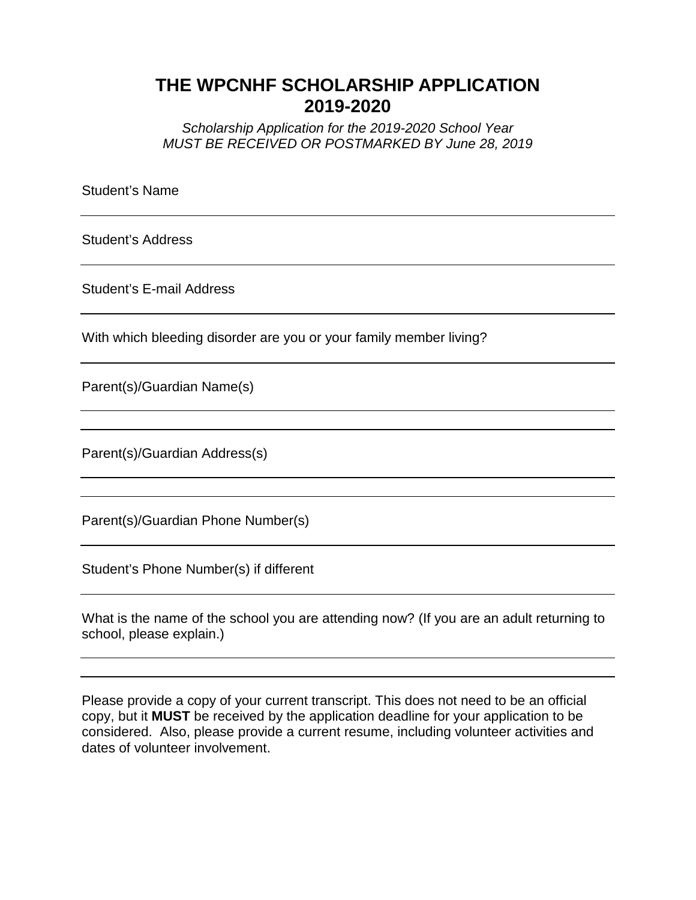# THE WPCNHF SCHOLARSHIP APPLICATION 2019-2020

*Scholarship Application for the 2019-2020 School Year*
*MUST BE RECEIVED OR POSTMARKED BY June 28, 2019*

Student's Name

---

Student's Address

---

Student's E-mail Address

---

With which bleeding disorder are you or your family member living?

---

Parent(s)/Guardian Name(s)

---

---

Parent(s)/Guardian Address(s)

---

---

Parent(s)/Guardian Phone Number(s)

---

Student's Phone Number(s) if different

---

What is the name of the school you are attending now? (If you are an adult returning to school, please explain.)

---

---

Please provide a copy of your current transcript. This does not need to be an official copy, but it **MUST** be received by the application deadline for your application to be considered. Also, please provide a current resume, including volunteer activities and dates of volunteer involvement.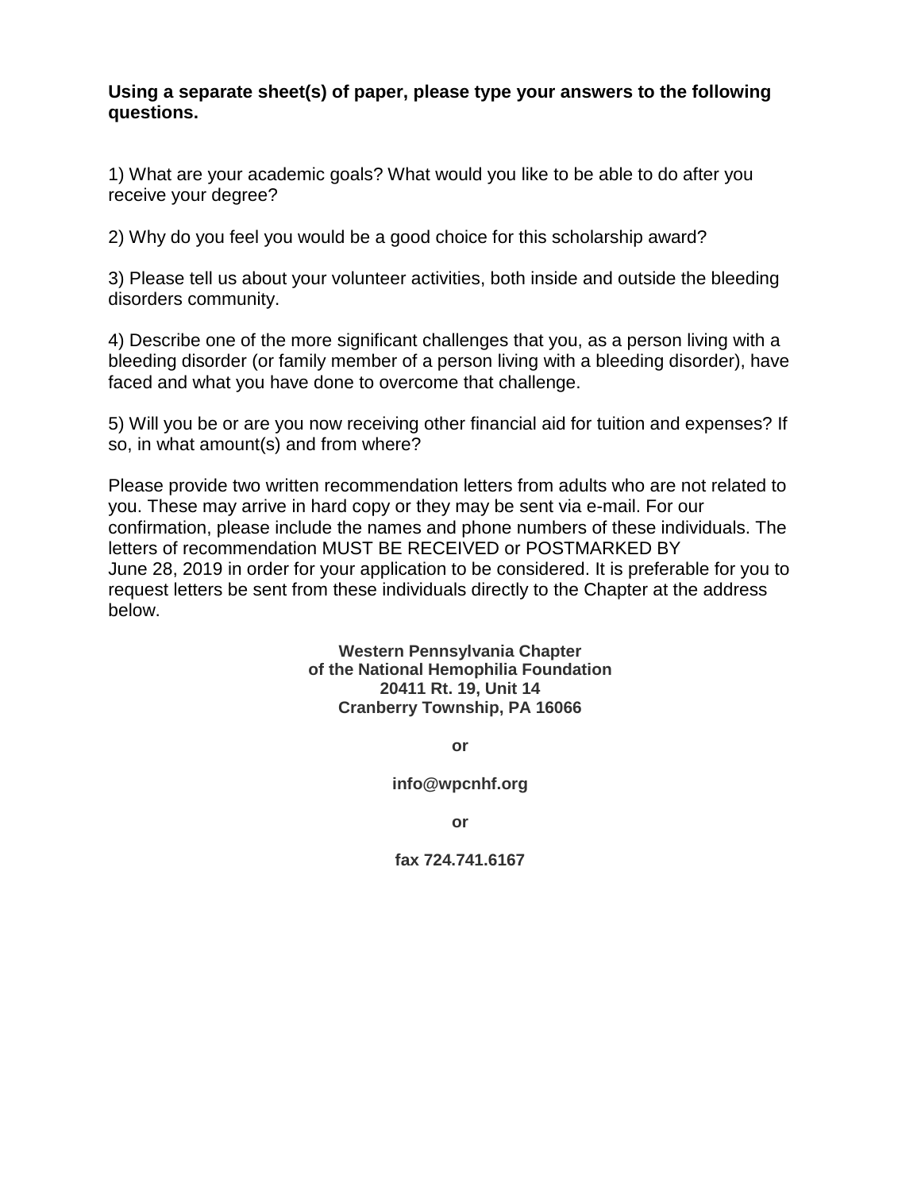**Using a separate sheet(s) of paper, please type your answers to the following questions.**

1) What are your academic goals? What would you like to be able to do after you receive your degree?

2) Why do you feel you would be a good choice for this scholarship award?

3) Please tell us about your volunteer activities, both inside and outside the bleeding disorders community.

4) Describe one of the more significant challenges that you, as a person living with a bleeding disorder (or family member of a person living with a bleeding disorder), have faced and what you have done to overcome that challenge.

5) Will you be or are you now receiving other financial aid for tuition and expenses? If so, in what amount(s) and from where?

Please provide two written recommendation letters from adults who are not related to you. These may arrive in hard copy or they may be sent via e-mail. For our confirmation, please include the names and phone numbers of these individuals. The letters of recommendation MUST BE RECEIVED or POSTMARKED BY June 28, 2019 in order for your application to be considered. It is preferable for you to request letters be sent from these individuals directly to the Chapter at the address below.

**Western Pennsylvania Chapter**
**of the National Hemophilia Foundation**
**20411 Rt. 19, Unit 14**
**Cranberry Township, PA 16066**

**or**

**info@wpcnhf.org**

**or**

**fax 724.741.6167**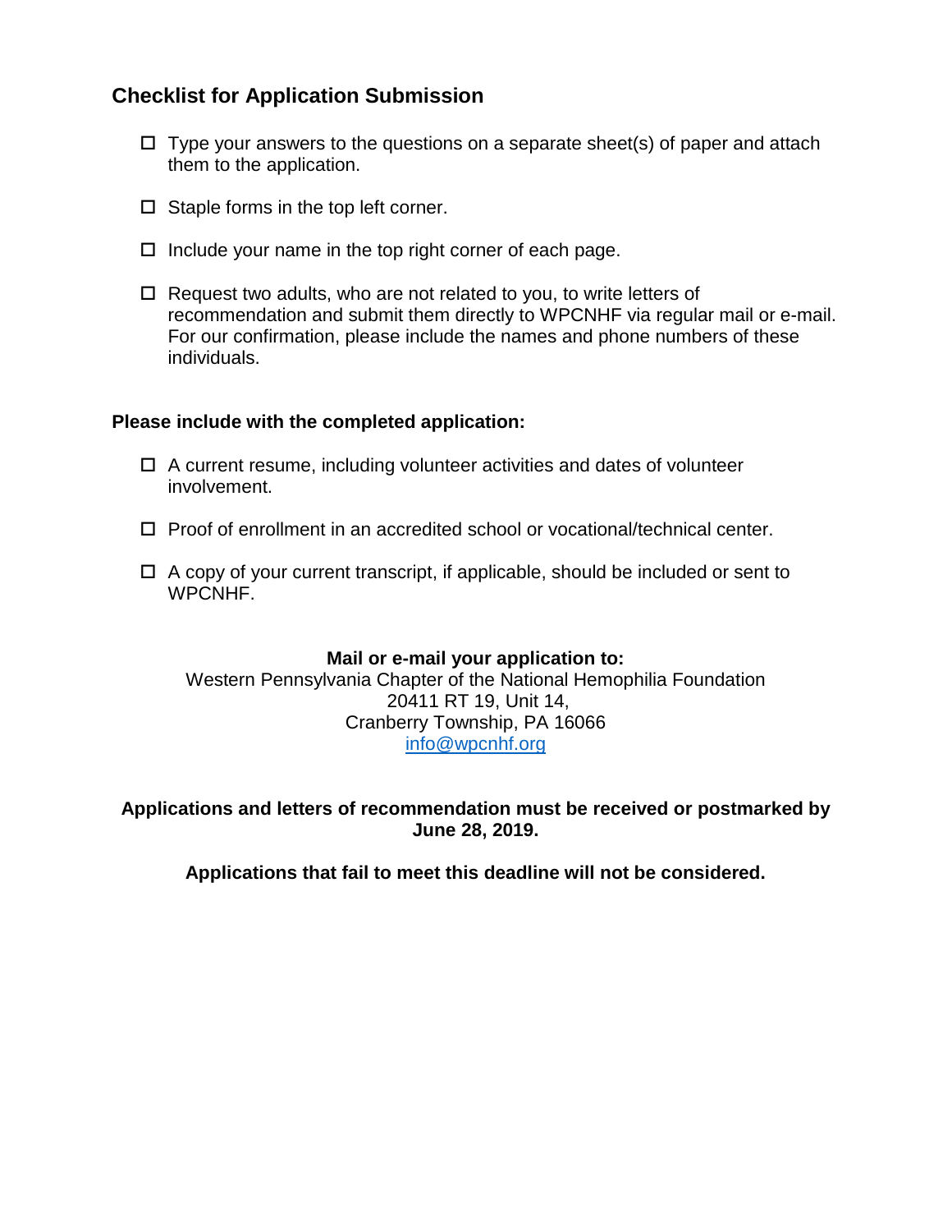## Checklist for Application Submission

- ☐ Type your answers to the questions on a separate sheet(s) of paper and attach them to the application.
- ☐ Staple forms in the top left corner.
- ☐ Include your name in the top right corner of each page.
- ☐ Request two adults, who are not related to you, to write letters of recommendation and submit them directly to WPCNHF via regular mail or e-mail. For our confirmation, please include the names and phone numbers of these individuals.

**Please include with the completed application:**

- ☐ A current resume, including volunteer activities and dates of volunteer involvement.
- ☐ Proof of enrollment in an accredited school or vocational/technical center.
- ☐ A copy of your current transcript, if applicable, should be included or sent to WPCNHF.

**Mail or e-mail your application to:**
Western Pennsylvania Chapter of the National Hemophilia Foundation
20411 RT 19, Unit 14,
Cranberry Township, PA 16066
info@wpcnhf.org

**Applications and letters of recommendation must be received or postmarked by June 28, 2019.**

**Applications that fail to meet this deadline will not be considered.**